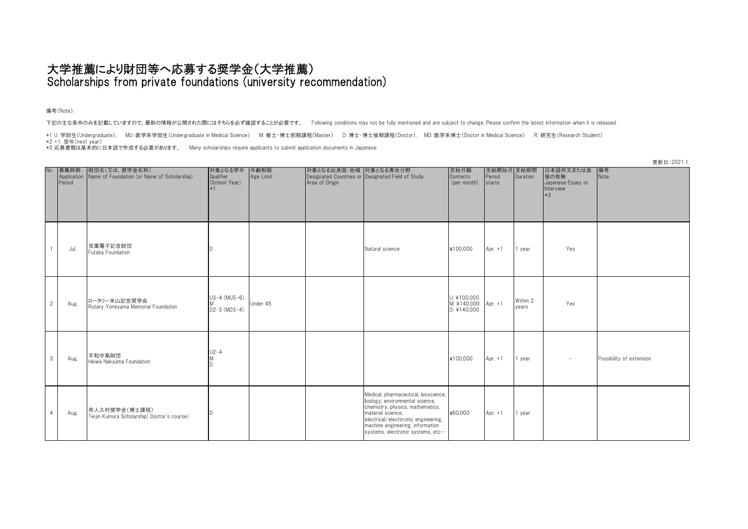# 大学推薦により財団等へ応募する奨学金(大学推薦)
# Scholarships from private foundations (university recommendation)

備考(Note):

下記の主な条件のみを記載していますので、最新の情報が公開された際にはそちらを必ず確認することが必要です。　Following conditions may not be fully mentioned and are subject to change. Please confirm the latest information when it is released.

*1 U: 学部生(Undergraduate),　MU: 医学系学部生(Undergraduate in Medical Science)　M: 修士・博士前期課程(Master)　D: 博士・博士後期課程(Doctor),　MD: 医学系博士(Doctor in Medical Science)　R: 研究生(Research Student)
*2 +1: 翌年(next year)
*3 応募書類は基本的に日本語で作成する必要があります。　Many scholarships require applicants to submit application documents in Japanese.

更新日:2021.1

| No. | 募集時期 Application Period | 財団名(又は、奨学金名称) Name of Foundation (or Name of Scholarship) | 対象となる学年 Qualifier (School Year) *1 | 年齢制限 Age Limit | 対象となる出身国・地域 Designated Countries or Area of Origin | 対象となる専攻分野 Designated Field of Study | 支給月額 Contents (per month) | 支給開始月 Period starts | 支給期間 Duration | 日本語作文または面接の有無 Japanese Essay or Interview *3 | 備考 Note |
|---|---|---|---|---|---|---|---|---|---|---|---|
| 1 | Jul. | 双葉電子記念財団 Futaba Foundation | D | | | Natural science | ¥100,000 | Apr. +1 | 1 year | Yes | |
| 2 | Aug. | ロータリー米山記念奨学会 Rotary Yoneyama Memorial Foundation | U3-4 (MU5-6) M D2-3 (MD3-4) | Under 45 | | | U: ¥100,000 M: ¥140,000 D: ¥140,000 | Apr. +1 | Within 2 years | Yes | |
| 3 | Aug. | 平和中島財団 Heiwa Nakajima Foundation | U2-4 M D | | | | ¥100,000 | Apr. +1 | 1 year | - | Possibility of extension |
| 4 | Aug. | 帝人久村奨学金(博士課程) Teijin Kumura Scholarship( Doctor's course) | D | | | Medical, pharmaceutical, bioscience, biology, environmental science, chemistry, physics, mathematics, material science, electrical/electoronic engineering, machine engineering, information systems, electronic systems, etc… | ¥60,000 | Apr. +1 | 1 year | | |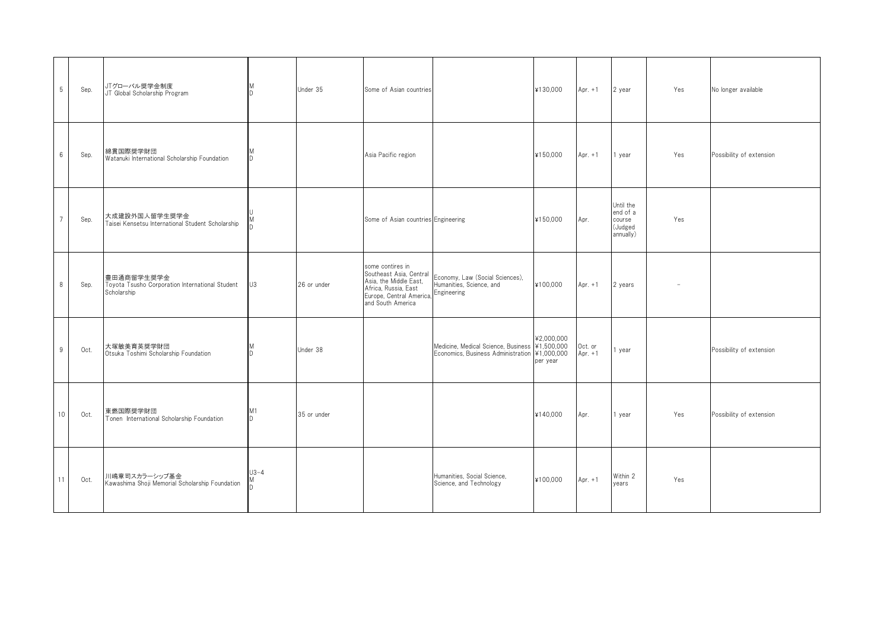| 5 | Sep. | JTグローバル奨学金制度<br>JT Global Scholarship Program | M<br>D | Under 35 | Some of Asian countries | | ¥130,000 | Apr. +1 | 2 year | Yes | No longer available |
|---|---|---|---|---|---|---|---|---|---|---|---|
| 6 | Sep. | 綿貫国際奨学財団<br>Watanuki International Scholarship Foundation | M<br>D | | Asia Pacific region | | ¥150,000 | Apr. +1 | 1 year | Yes | Possibility of extension |
| 7 | Sep. | 大成建設外国人留学生奨学金<br>Taisei Kensetsu International Student Scholarship | U<br>M<br>D | | Some of Asian countries | Engineering | ¥150,000 | Apr. | Until the end of a course (Judged annually) | Yes | |
| 8 | Sep. | 豊田通商留学生奨学金<br>Toyota Tsusho Corporation International Student Scholarship | U3 | 26 or under | some contires in Southeast Asia, Central Asia, the Middle East, Africa, Russia, East Europe, Central America, and South America | Economy, Law (Social Sciences), Humanities, Science, and Engineering | ¥100,000 | Apr. +1 | 2 years | − | |
| 9 | Oct. | 大塚敏美育英奨学財団<br>Otsuka Toshimi Scholarship Foundation | M<br>D | Under 38 | | Medicine, Medical Science, Business Economics, Business Administration | ¥2,000,000<br>¥1,500,000<br>¥1,000,000<br>per year | Oct. or Apr. +1 | 1 year | | Possibility of extension |
| 10 | Oct. | 東燃国際奨学財団<br>Tonen International Scholarship Foundation | M1<br>D | 35 or under | | | ¥140,000 | Apr. | 1 year | Yes | Possibility of extension |
| 11 | Oct. | 川嶋章司スカラーシップ基金<br>Kawashima Shoji Memorial Scholarship Foundation | U3-4<br>M<br>D | | | Humanities, Social Science, Science, and Technology | ¥100,000 | Apr. +1 | Within 2 years | Yes | |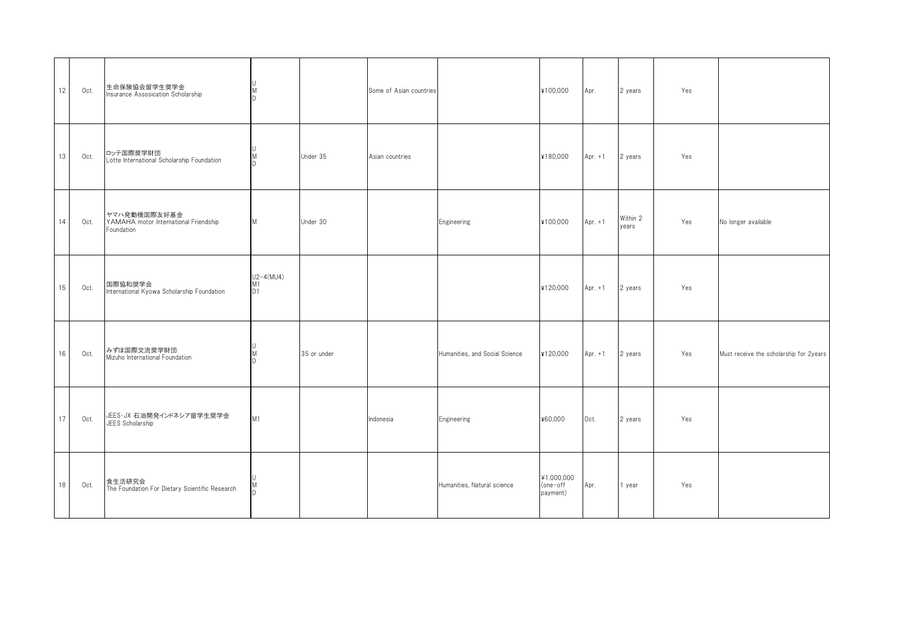| | | | | | | | | | | | |
|---|---|---|---|---|---|---|---|---|---|---|---|
| 12 | Oct. | 生命保険協会留学生奨学金<br>Insurance Assosication Scholarship | U<br>M<br>D | | Some of Asian countries | | ¥100,000 | Apr. | 2 years | Yes | |
| 13 | Oct. | ロッテ国際奨学財団<br>Lotte International Scholarship Foundation | U<br>M<br>D | Under 35 | Asian countries | | ¥180,000 | Apr. +1 | 2 years | Yes | |
| 14 | Oct. | ヤマハ発動機国際友好基金<br>YAMAHA motor International Friendship Foundation | M | Under 30 | | Engineering | ¥100,000 | Apr. +1 | Within 2 years | Yes | No longer available |
| 15 | Oct. | 国際協和奨学会<br>International Kyowa Scholarship Foundation | U2-4(MU4)<br>M1<br>D1 | | | | ¥120,000 | Apr. +1 | 2 years | Yes | |
| 16 | Oct. | みずほ国際交流奨学財団<br>Mizuho International Foundation | U<br>M<br>D | 35 or under | | Humanities, and Social Science | ¥120,000 | Apr. +1 | 2 years | Yes | Must receive the scholarship for 2years |
| 17 | Oct. | JEES・JX 石油開発インドネシア留学生奨学金<br>JEES Scholarship | M1 | | Indonesia | Engineering | ¥60,000 | Oct. | 2 years | Yes | |
| 18 | Oct. | 食生活研究会<br>The Foundation For Dietary Scientific Research | U<br>M<br>D | | | Humanities, Natural science | ¥1,000,000 (one-off payment) | Apr. | 1 year | Yes | |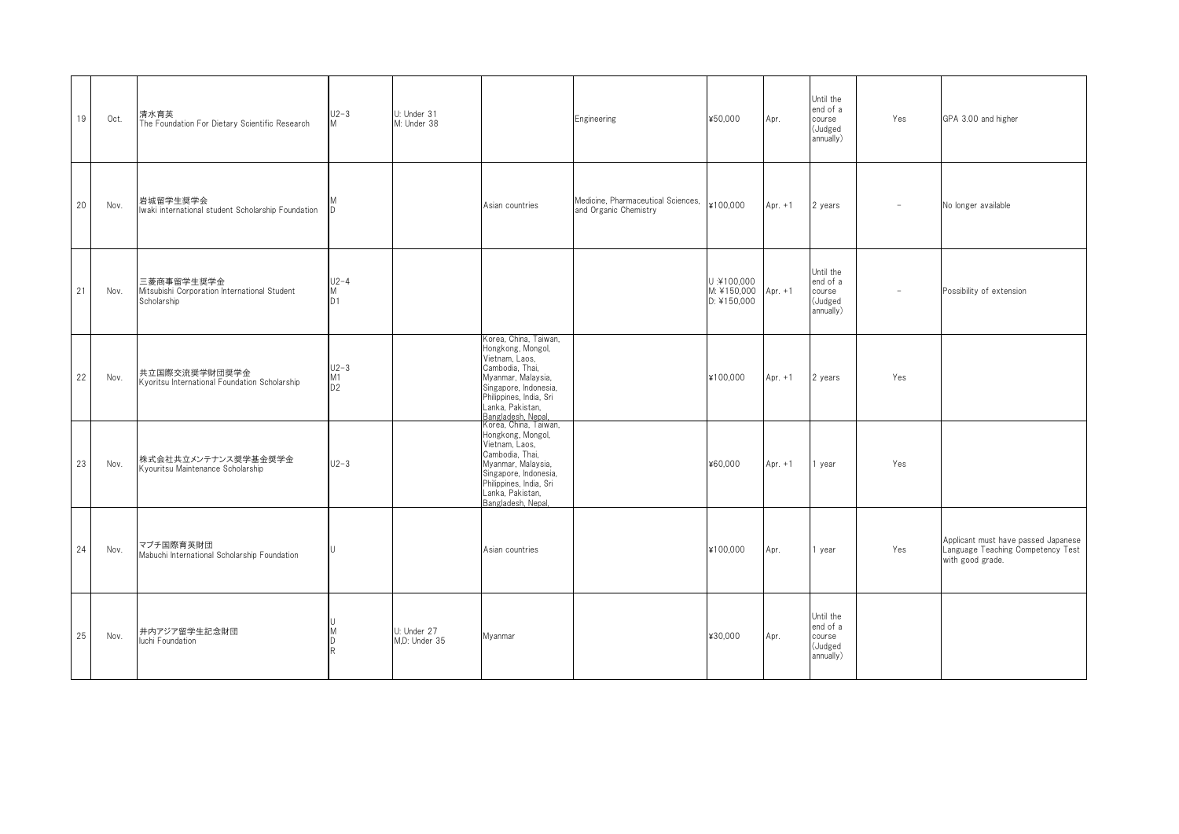| | | | | | | | | | | | |
|---|---|---|---|---|---|---|---|---|---|---|---|
| 19 | Oct. | 清水育英<br>The Foundation For Dietary Scientific Research | U2-3<br>M | U: Under 31<br>M: Under 38 | | Engineering | ¥50,000 | Apr. | Until the end of a course (Judged annually) | Yes | GPA 3.00 and higher |
| 20 | Nov. | 岩城留学生奨学会<br>Iwaki international student Scholarship Foundation | M<br>D | | Asian countries | Medicine, Pharmaceutical Sciences, and Organic Chemistry | ¥100,000 | Apr. +1 | 2 years | - | No longer available |
| 21 | Nov. | 三菱商事留学生奨学金<br>Mitsubishi Corporation International Student Scholarship | U2-4<br>M<br>D1 | | | | U :¥100,000<br>M: ¥150,000<br>D: ¥150,000 | Apr. +1 | Until the end of a course (Judged annually) | - | Possibility of extension |
| 22 | Nov. | 共立国際交流奨学財団奨学金<br>Kyoritsu International Foundation Scholarship | U2-3<br>M1<br>D2 | | Korea, China, Taiwan, Hongkong, Mongol, Vietnam, Laos, Cambodia, Thai, Myanmar, Malaysia, Singapore, Indonesia, Philippines, India, Sri Lanka, Pakistan, Bangladesh, Nepal, | | ¥100,000 | Apr. +1 | 2 years | Yes | |
| 23 | Nov. | 株式会社共立メンテナンス奨学基金奨学金<br>Kyouritsu Maintenance Scholarship | U2-3 | | Korea, China, Taiwan, Hongkong, Mongol, Vietnam, Laos, Cambodia, Thai, Myanmar, Malaysia, Singapore, Indonesia, Philippines, India, Sri Lanka, Pakistan, Bangladesh, Nepal, | | ¥60,000 | Apr. +1 | 1 year | Yes | |
| 24 | Nov. | マブチ国際育英財団<br>Mabuchi International Scholarship Foundation | U | | Asian countries | | ¥100,000 | Apr. | 1 year | Yes | Applicant must have passed Japanese Language Teaching Competency Test with good grade. |
| 25 | Nov. | 井内アジア留学生記念財団<br>Iuchi Foundation | U<br>M<br>D<br>R | U: Under 27<br>M,D: Under 35 | Myanmar | | ¥30,000 | Apr. | Until the end of a course (Judged annually) | | |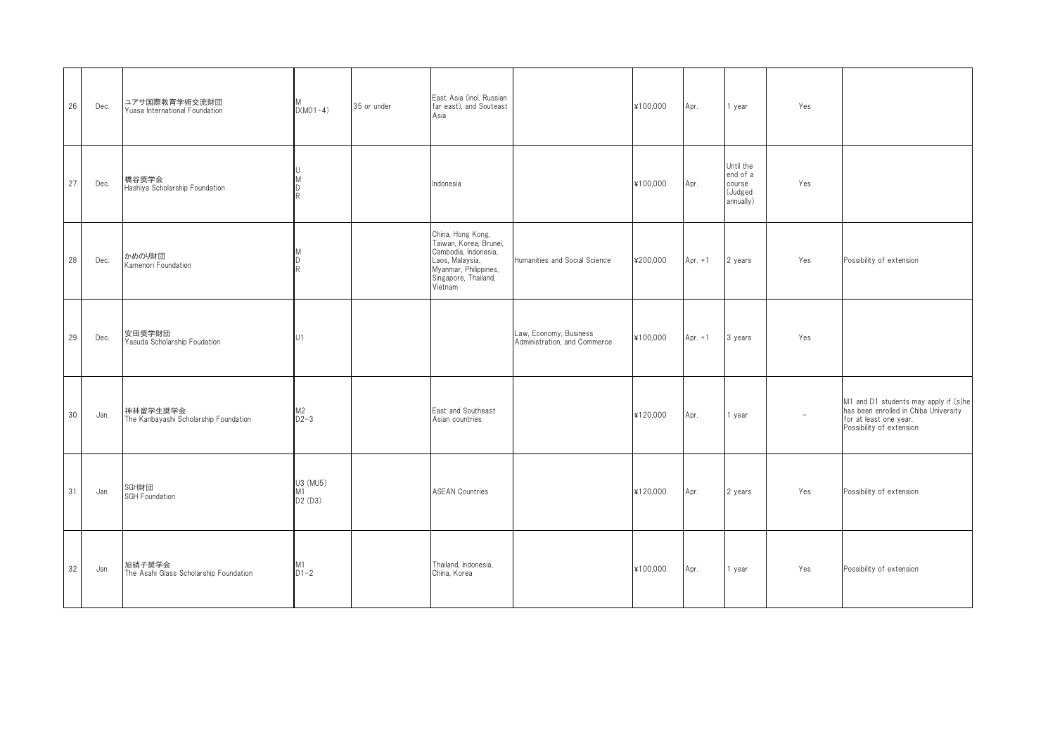| | | | | | | | | | | | |
|---|---|---|---|---|---|---|---|---|---|---|---|
| 26 | Dec. | ユアサ国際教育学術交流財団<br>Yuasa International Foundation | M<br>D(MD1-4) | 35 or under | East Asia (incl. Russian far east), and Souteast Asia | | ¥100,000 | Apr. | 1 year | Yes | |
| 27 | Dec. | 橋谷奨学会<br>Hashiya Scholarship Foundation | U<br>M<br>D<br>R | | Indonesia | | ¥100,000 | Apr. | Until the end of a course (Judged annually) | Yes | |
| 28 | Dec. | かめのり財団<br>Kamenori Foundation | M<br>D<br>R | | China, Hong Kong, Taiwan, Korea, Brunei, Cambodia, Indonesia, Laos, Malaysia, Myanmar, Philippines, Singapore, Thailand, Vietnam | Humanities and Social Science | ¥200,000 | Apr. +1 | 2 years | Yes | Possibility of extension |
| 29 | Dec. | 安田奨学財団<br>Yasuda Scholarship Foudation | U1 | | | Law, Economy, Business Administration, and Commerce | ¥100,000 | Apr. +1 | 3 years | Yes | |
| 30 | Jan. | 神林留学生奨学会<br>The Kanbayashi Scholarship Foundation | M2<br>D2-3 | | East and Southeast Asian countries | | ¥120,000 | Apr. | 1 year | – | M1 and D1 students may apply if (s)he has been enrolled in Chiba University for at least one year.<br>Possibility of extension |
| 31 | Jan. | SGH財団<br>SGH Foundation | U3 (MU5)<br>M1<br>D2 (D3) | | ASEAN Countries | | ¥120,000 | Apr. | 2 years | Yes | Possibility of extension |
| 32 | Jan. | 旭硝子奨学会<br>The Asahi Glass Scholarship Foundation | M1<br>D1-2 | | Thailand, Indonesia, China, Korea | | ¥100,000 | Apr. | 1 year | Yes | Possibility of extension |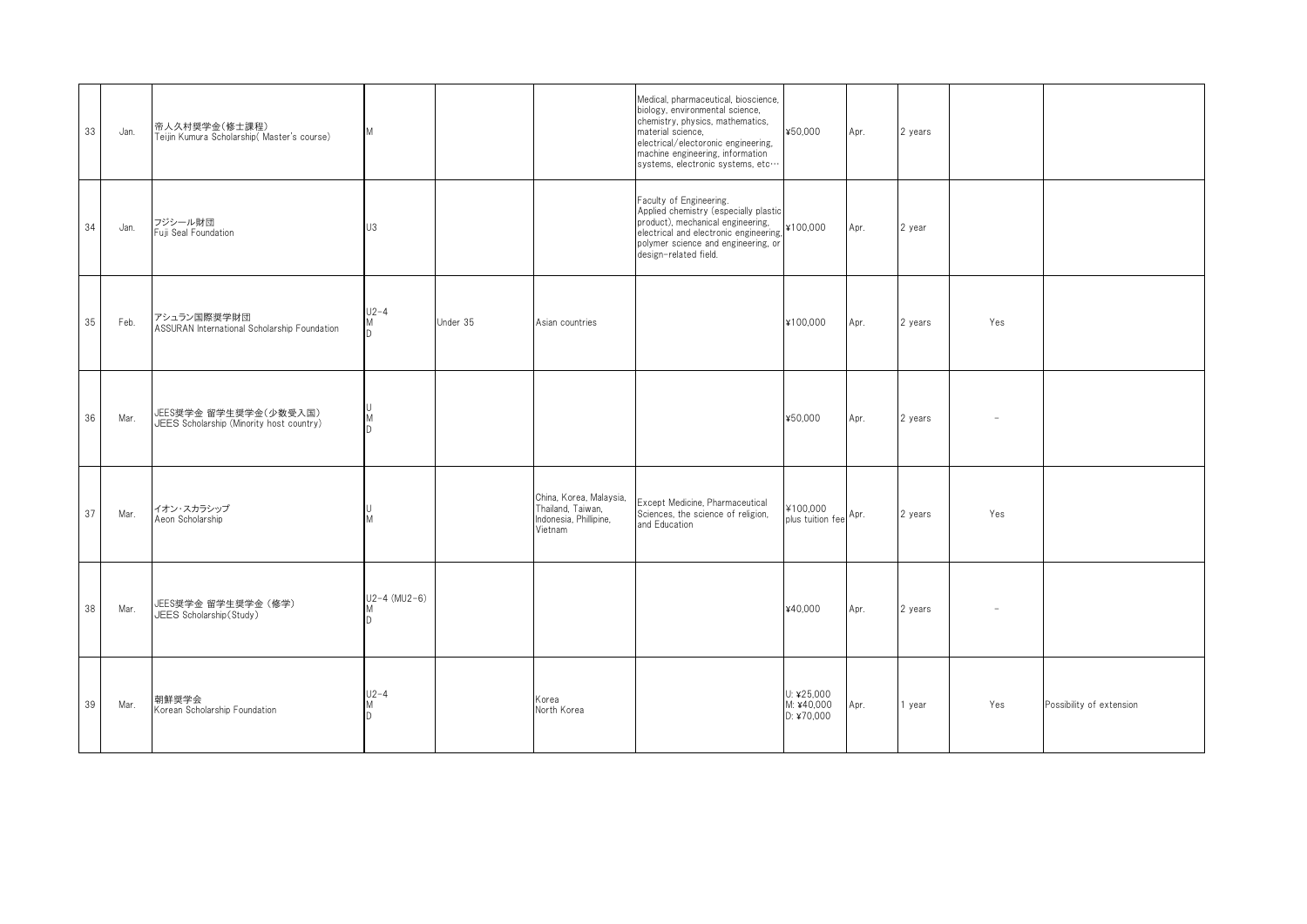| 33 | Jan. | 帝人久村奨学金(修士課程)<br>Teijin Kumura Scholarship( Master's course) | M | | | Medical, pharmaceutical, bioscience, biology, environmental science, chemistry, physics, mathematics, material science, electrical/electoronic engineering, machine engineering, information systems, electronic systems, etc… | ¥50,000 | Apr. | 2 years | | |
|---|---|---|---|---|---|---|---|---|---|---|---|
| 34 | Jan. | フジシール財団<br>Fuji Seal Foundation | U3 | | | Faculty of Engineering. Applied chemistry (especially plastic product), mechanical engineering, electrical and electronic engineering, polymer science and engineering, or design-related field. | ¥100,000 | Apr. | 2 year | | |
| 35 | Feb. | アシュラン国際奨学財団<br>ASSURAN International Scholarship Foundation | U2-4<br>M<br>D | Under 35 | Asian countries | | ¥100,000 | Apr. | 2 years | Yes | |
| 36 | Mar. | JEES奨学金 留学生奨学金(少数受入国)<br>JEES Scholarship (Minority host country) | U<br>M<br>D | | | | ¥50,000 | Apr. | 2 years | - | |
| 37 | Mar. | イオン・スカラシップ<br>Aeon Scholarship | U<br>M | | China, Korea, Malaysia, Thailand, Taiwan, Indonesia, Phillipine, Vietnam | Except Medicine, Pharmaceutical Sciences, the science of religion, and Education | ¥100,000 plus tuition fee | Apr. | 2 years | Yes | |
| 38 | Mar. | JEES奨学金 留学生奨学金 (修学)<br>JEES Scholarship(Study) | U2-4 (MU2-6)<br>M<br>D | | | | ¥40,000 | Apr. | 2 years | - | |
| 39 | Mar. | 朝鮮奨学会<br>Korean Scholarship Foundation | U2-4<br>M<br>D | | Korea<br>North Korea | | U: ¥25,000<br>M: ¥40,000<br>D: ¥70,000 | Apr. | 1 year | Yes | Possibility of extension |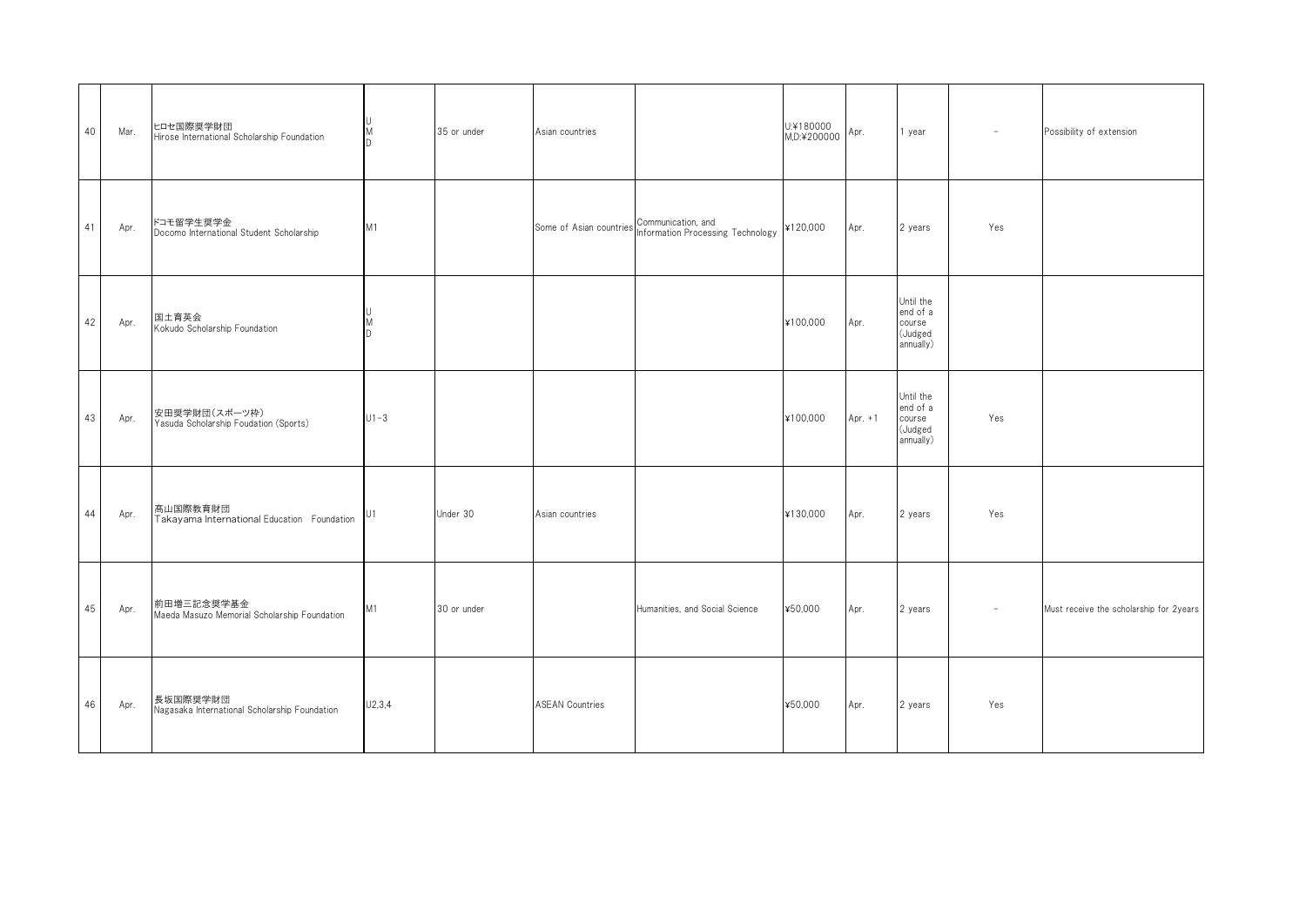| | | | | | | | | | | | |
|---|---|---|---|---|---|---|---|---|---|---|---|
| 40 | Mar. | ヒロセ国際奨学財団<br>Hirose International Scholarship Foundation | U<br>M<br>D | 35 or under | Asian countries | | U:¥180000<br>M,D:¥200000 | Apr. | 1 year | - | Possibility of extension |
| 41 | Apr. | ドコモ留学生奨学金<br>Docomo International Student Scholarship | M1 | | Some of Asian countries | Communication, and Information Processing Technology | ¥120,000 | Apr. | 2 years | Yes | |
| 42 | Apr. | 国土育英会<br>Kokudo Scholarship Foundation | U<br>M<br>D | | | | ¥100,000 | Apr. | Until the end of a course (Judged annually) | | |
| 43 | Apr. | 安田奨学財団(スポーツ枠)<br>Yasuda Scholarship Foudation (Sports) | U1-3 | | | | ¥100,000 | Apr. +1 | Until the end of a course (Judged annually) | Yes | |
| 44 | Apr. | 髙山国際教育財団<br>Takayama International Education Foundation | U1 | Under 30 | Asian countries | | ¥130,000 | Apr. | 2 years | Yes | |
| 45 | Apr. | 前田増三記念奨学基金<br>Maeda Masuzo Memorial Scholarship Foundation | M1 | 30 or under | | Humanities, and Social Science | ¥50,000 | Apr. | 2 years | - | Must receive the scholarship for 2years |
| 46 | Apr. | 長坂国際奨学財団<br>Nagasaka International Scholarship Foundation | U2,3,4 | | ASEAN Countries | | ¥50,000 | Apr. | 2 years | Yes | |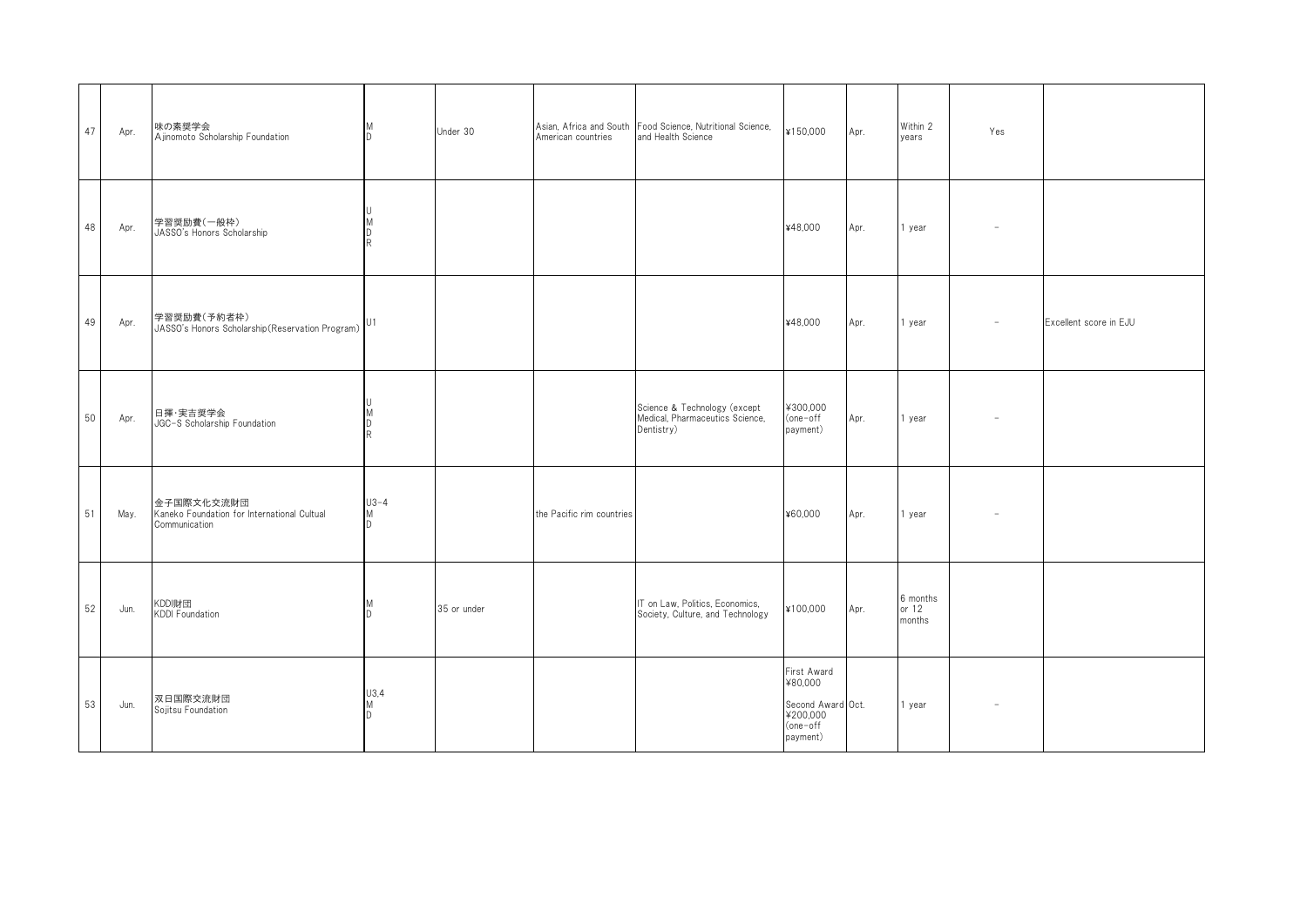| | | | | | | | | | | | |
|---|---|---|---|---|---|---|---|---|---|---|---|
| 47 | Apr. | 味の素奨学会<br>Ajinomoto Scholarship Foundation | M<br>D | Under 30 | Asian, Africa and South American countries | Food Science, Nutritional Science, and Health Science | ¥150,000 | Apr. | Within 2 years | Yes | |
| 48 | Apr. | 学習奨励費(一般枠)<br>JASSO's Honors Scholarship | U<br>M<br>D<br>R | | | | ¥48,000 | Apr. | 1 year | − | |
| 49 | Apr. | 学習奨励費(予約者枠)<br>JASSO's Honors Scholarship(Reservation Program) | U1 | | | | ¥48,000 | Apr. | 1 year | − | Excellent score in EJU |
| 50 | Apr. | 日揮・実吉奨学会<br>JGC-S Scholarship Foundation | U<br>M<br>D<br>R | | | Science & Technology (except Medical, Pharmaceutics Science, Dentistry) | ¥300,000<br>(one-off payment) | Apr. | 1 year | − | |
| 51 | May. | 金子国際文化交流財団<br>Kaneko Foundation for International Cultual Communication | U3-4<br>M<br>D | | the Pacific rim countries | | ¥60,000 | Apr. | 1 year | − | |
| 52 | Jun. | KDDI財団<br>KDDI Foundation | M<br>D | 35 or under | | IT on Law, Politics, Economics, Society, Culture, and Technology | ¥100,000 | Apr. | 6 months or 12 months | | |
| 53 | Jun. | 双日国際交流財団<br>Sojitsu Foundation | U3,4<br>M<br>D | | | | First Award<br>¥80,000<br>Second Award<br>¥200,000<br>(one-off payment) | Oct. | 1 year | − | |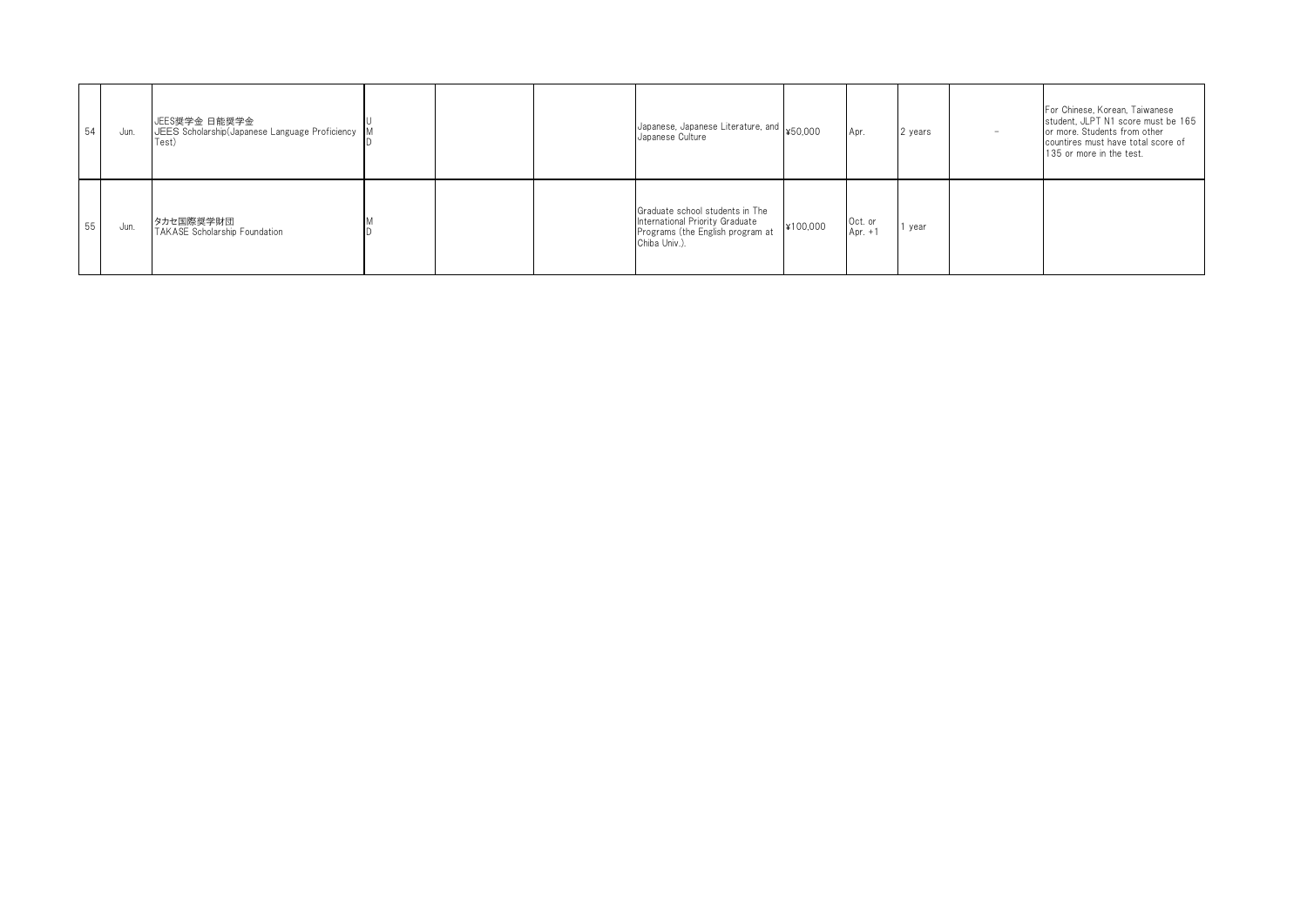| | | | | | | | | | | | |
|---|---|---|---|---|---|---|---|---|---|---|---|
| 54 | Jun. | JEES奨学金 日能奨学金<br>JEES Scholarship(Japanese Language Proficiency Test) | U<br>M<br>D | | | Japanese, Japanese Literature, and Japanese Culture | ¥50,000 | Apr. | 2 years | - | For Chinese, Korean, Taiwanese student, JLPT N1 score must be 165 or more. Students from other countires must have total score of 135 or more in the test. |
| 55 | Jun. | タカセ国際奨学財団<br>TAKASE Scholarship Foundation | M<br>D | | | Graduate school students in The International Priority Graduate Programs (the English program at Chiba Univ.). | ¥100,000 | Oct. or Apr. +1 | 1 year | | |